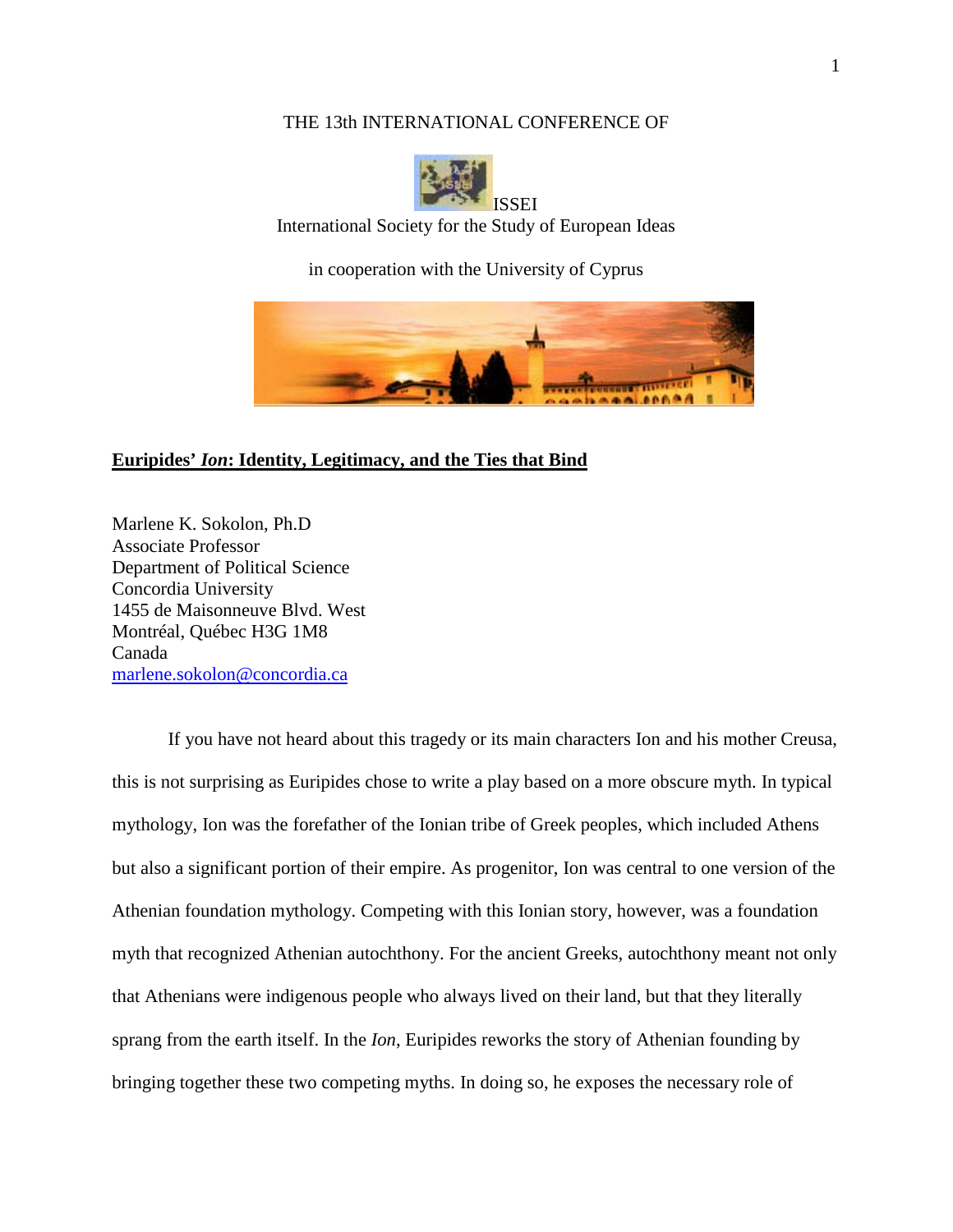THE 13th INTERNATIONAL CONFERENCE OF

ISSEI

International Society for the Study of European Ideas

in cooperation with the University of Cyprus

## **Euripides' *Ion*: Identity, Legitimacy, and the Ties that Bind**

Marlene K. Sokolon, Ph.D
Associate Professor
Department of Political Science
Concordia University
1455 de Maisonneuve Blvd. West
Montréal, Québec H3G 1M8
Canada
marlene.sokolon@concordia.ca

If you have not heard about this tragedy or its main characters Ion and his mother Creusa, this is not surprising as Euripides chose to write a play based on a more obscure myth. In typical mythology, Ion was the forefather of the Ionian tribe of Greek peoples, which included Athens but also a significant portion of their empire. As progenitor, Ion was central to one version of the Athenian foundation mythology. Competing with this Ionian story, however, was a foundation myth that recognized Athenian autochthony. For the ancient Greeks, autochthony meant not only that Athenians were indigenous people who always lived on their land, but that they literally sprang from the earth itself. In the *Ion*, Euripides reworks the story of Athenian founding by bringing together these two competing myths. In doing so, he exposes the necessary role of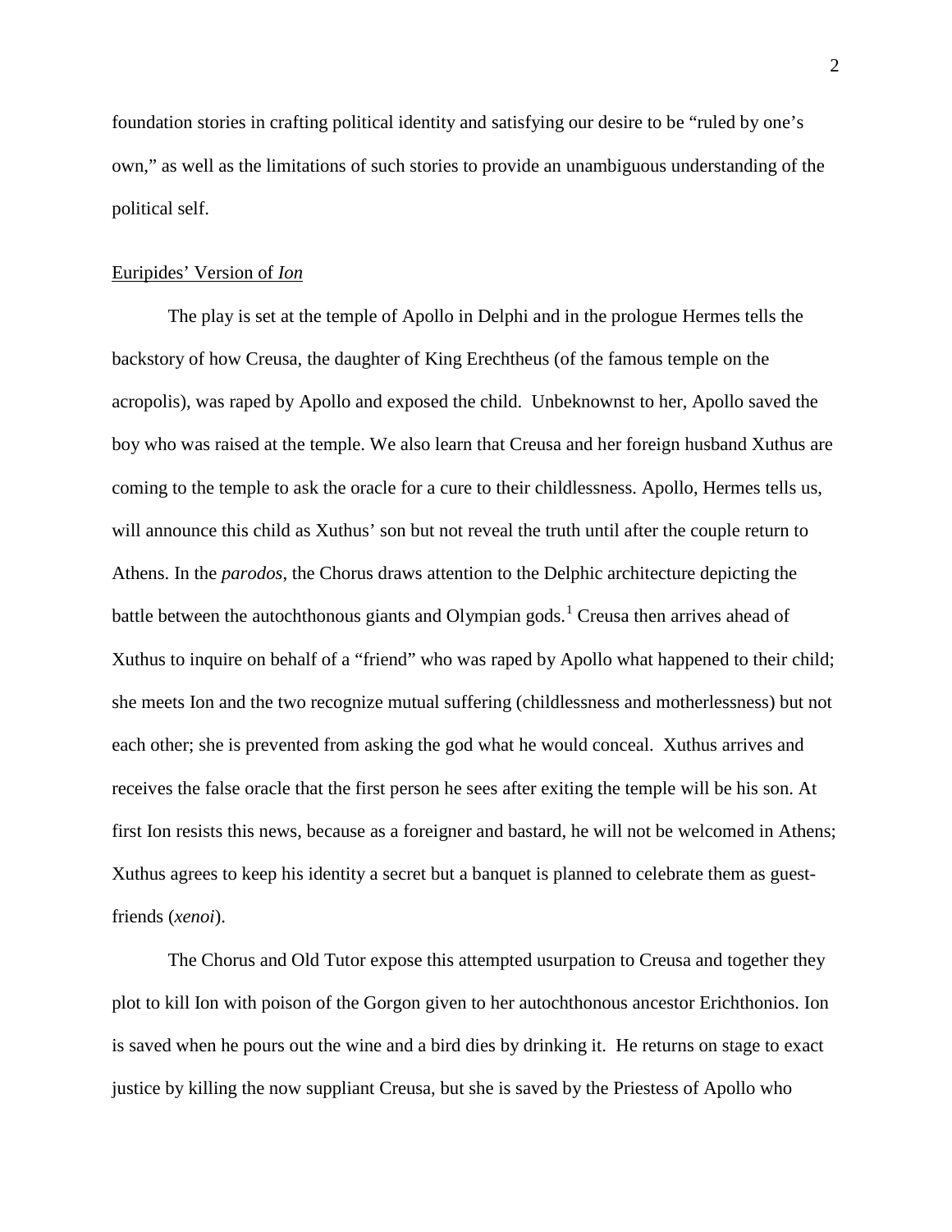foundation stories in crafting political identity and satisfying our desire to be "ruled by one's own," as well as the limitations of such stories to provide an unambiguous understanding of the political self.

## Euripides' Version of *Ion*

The play is set at the temple of Apollo in Delphi and in the prologue Hermes tells the backstory of how Creusa, the daughter of King Erechtheus (of the famous temple on the acropolis), was raped by Apollo and exposed the child. Unbeknownst to her, Apollo saved the boy who was raised at the temple. We also learn that Creusa and her foreign husband Xuthus are coming to the temple to ask the oracle for a cure to their childlessness. Apollo, Hermes tells us, will announce this child as Xuthus' son but not reveal the truth until after the couple return to Athens. In the *parodos*, the Chorus draws attention to the Delphic architecture depicting the battle between the autochthonous giants and Olympian gods.[1] Creusa then arrives ahead of Xuthus to inquire on behalf of a "friend" who was raped by Apollo what happened to their child; she meets Ion and the two recognize mutual suffering (childlessness and motherlessness) but not each other; she is prevented from asking the god what he would conceal. Xuthus arrives and receives the false oracle that the first person he sees after exiting the temple will be his son. At first Ion resists this news, because as a foreigner and bastard, he will not be welcomed in Athens; Xuthus agrees to keep his identity a secret but a banquet is planned to celebrate them as guest-friends (*xenoi*).

The Chorus and Old Tutor expose this attempted usurpation to Creusa and together they plot to kill Ion with poison of the Gorgon given to her autochthonous ancestor Erichthonios. Ion is saved when he pours out the wine and a bird dies by drinking it. He returns on stage to exact justice by killing the now suppliant Creusa, but she is saved by the Priestess of Apollo who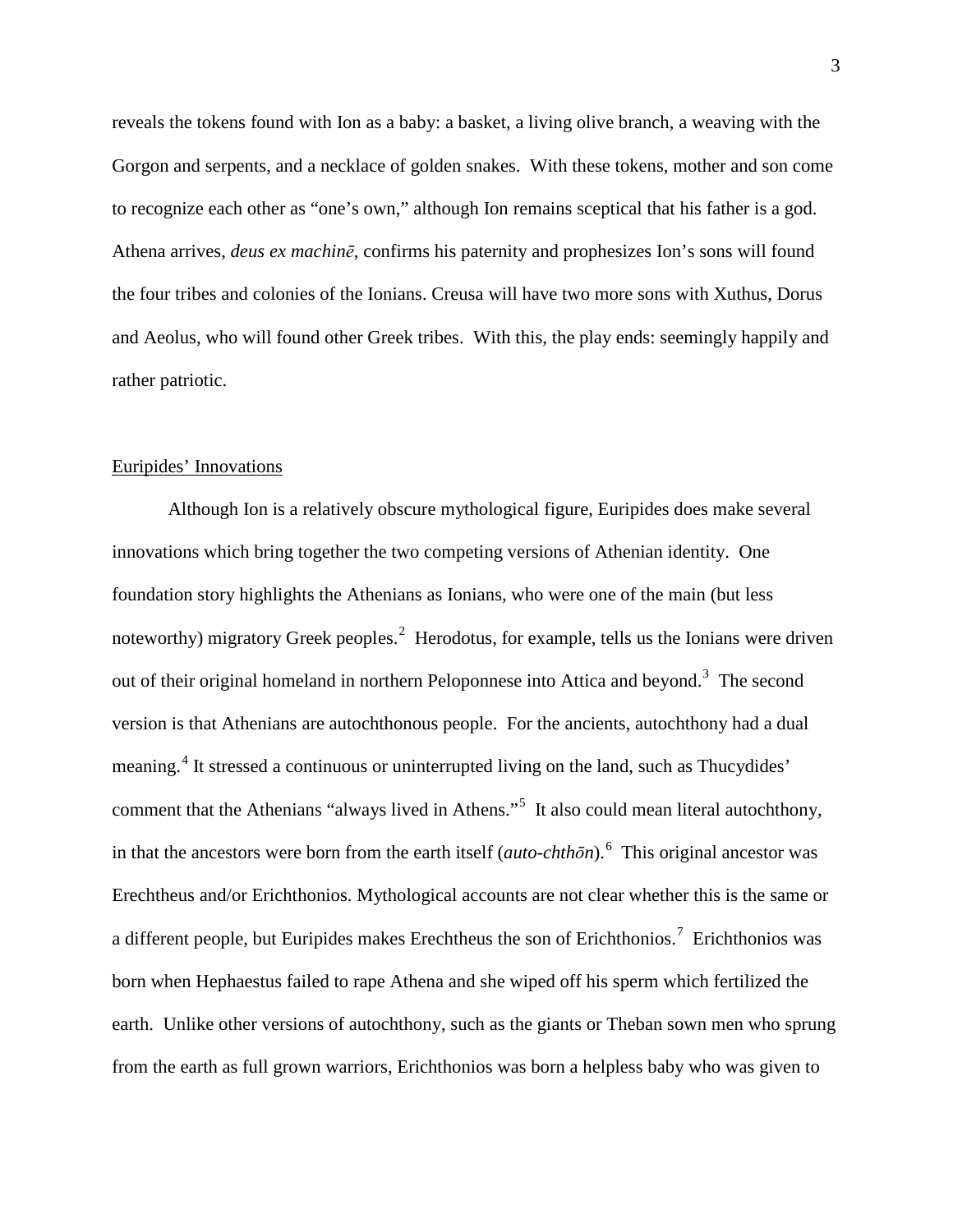reveals the tokens found with Ion as a baby: a basket, a living olive branch, a weaving with the Gorgon and serpents, and a necklace of golden snakes. With these tokens, mother and son come to recognize each other as "one's own," although Ion remains sceptical that his father is a god. Athena arrives, *deus ex machinē*, confirms his paternity and prophesizes Ion's sons will found the four tribes and colonies of the Ionians. Creusa will have two more sons with Xuthus, Dorus and Aeolus, who will found other Greek tribes. With this, the play ends: seemingly happily and rather patriotic.

## Euripides' Innovations

Although Ion is a relatively obscure mythological figure, Euripides does make several innovations which bring together the two competing versions of Athenian identity. One foundation story highlights the Athenians as Ionians, who were one of the main (but less noteworthy) migratory Greek peoples.[2] Herodotus, for example, tells us the Ionians were driven out of their original homeland in northern Peloponnese into Attica and beyond.[3] The second version is that Athenians are autochthonous people. For the ancients, autochthony had a dual meaning.[4] It stressed a continuous or uninterrupted living on the land, such as Thucydides' comment that the Athenians "always lived in Athens."[5] It also could mean literal autochthony, in that the ancestors were born from the earth itself (*auto-chthōn*).[6] This original ancestor was Erechtheus and/or Erichthonios. Mythological accounts are not clear whether this is the same or a different people, but Euripides makes Erechtheus the son of Erichthonios.[7] Erichthonios was born when Hephaestus failed to rape Athena and she wiped off his sperm which fertilized the earth. Unlike other versions of autochthony, such as the giants or Theban sown men who sprung from the earth as full grown warriors, Erichthonios was born a helpless baby who was given to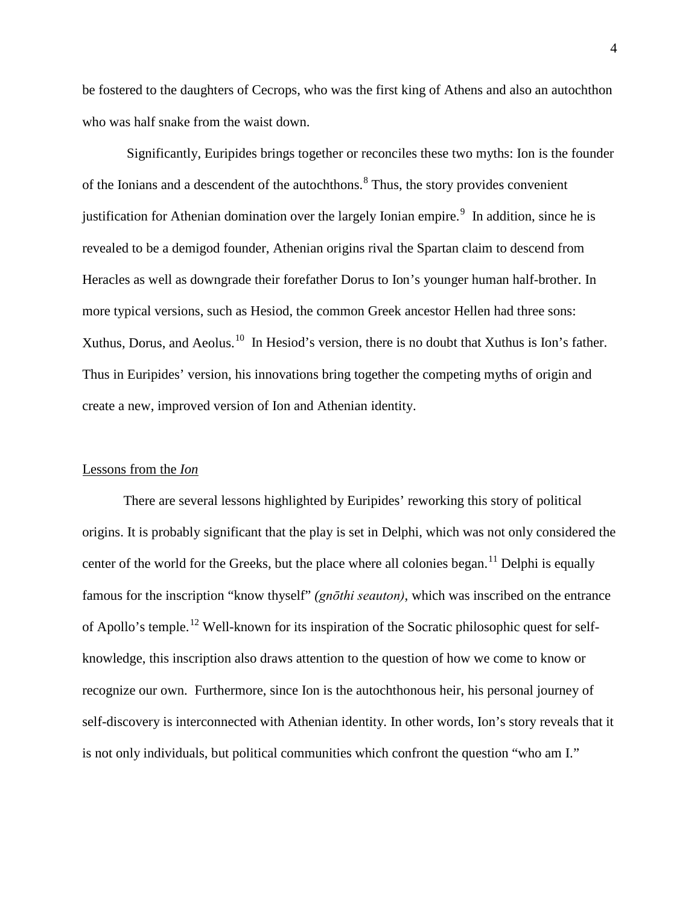be fostered to the daughters of Cecrops, who was the first king of Athens and also an autochthon who was half snake from the waist down.

Significantly, Euripides brings together or reconciles these two myths: Ion is the founder of the Ionians and a descendent of the autochthons.[8] Thus, the story provides convenient justification for Athenian domination over the largely Ionian empire.[9] In addition, since he is revealed to be a demigod founder, Athenian origins rival the Spartan claim to descend from Heracles as well as downgrade their forefather Dorus to Ion's younger human half-brother. In more typical versions, such as Hesiod, the common Greek ancestor Hellen had three sons: Xuthus, Dorus, and Aeolus.[10] In Hesiod's version, there is no doubt that Xuthus is Ion's father. Thus in Euripides' version, his innovations bring together the competing myths of origin and create a new, improved version of Ion and Athenian identity.

## Lessons from the *Ion*

There are several lessons highlighted by Euripides' reworking this story of political origins. It is probably significant that the play is set in Delphi, which was not only considered the center of the world for the Greeks, but the place where all colonies began.[11] Delphi is equally famous for the inscription "know thyself" *(gnōthi seauton)*, which was inscribed on the entrance of Apollo's temple.[12] Well-known for its inspiration of the Socratic philosophic quest for self-knowledge, this inscription also draws attention to the question of how we come to know or recognize our own. Furthermore, since Ion is the autochthonous heir, his personal journey of self-discovery is interconnected with Athenian identity. In other words, Ion's story reveals that it is not only individuals, but political communities which confront the question "who am I."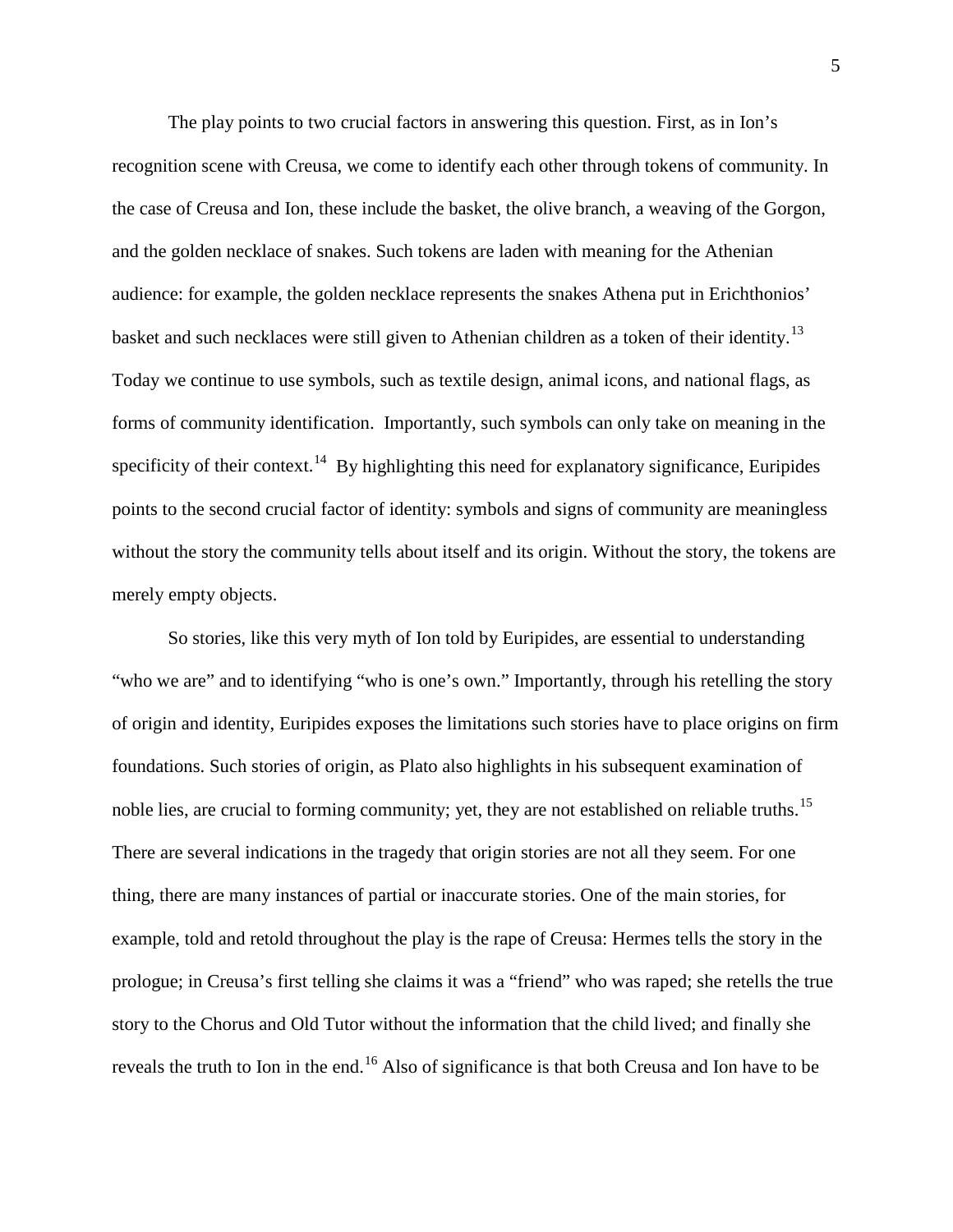The play points to two crucial factors in answering this question. First, as in Ion's recognition scene with Creusa, we come to identify each other through tokens of community. In the case of Creusa and Ion, these include the basket, the olive branch, a weaving of the Gorgon, and the golden necklace of snakes. Such tokens are laden with meaning for the Athenian audience: for example, the golden necklace represents the snakes Athena put in Erichthonios' basket and such necklaces were still given to Athenian children as a token of their identity.[13] Today we continue to use symbols, such as textile design, animal icons, and national flags, as forms of community identification. Importantly, such symbols can only take on meaning in the specificity of their context.[14] By highlighting this need for explanatory significance, Euripides points to the second crucial factor of identity: symbols and signs of community are meaningless without the story the community tells about itself and its origin. Without the story, the tokens are merely empty objects.

So stories, like this very myth of Ion told by Euripides, are essential to understanding "who we are" and to identifying "who is one's own." Importantly, through his retelling the story of origin and identity, Euripides exposes the limitations such stories have to place origins on firm foundations. Such stories of origin, as Plato also highlights in his subsequent examination of noble lies, are crucial to forming community; yet, they are not established on reliable truths.[15] There are several indications in the tragedy that origin stories are not all they seem. For one thing, there are many instances of partial or inaccurate stories. One of the main stories, for example, told and retold throughout the play is the rape of Creusa: Hermes tells the story in the prologue; in Creusa's first telling she claims it was a "friend" who was raped; she retells the true story to the Chorus and Old Tutor without the information that the child lived; and finally she reveals the truth to Ion in the end.[16] Also of significance is that both Creusa and Ion have to be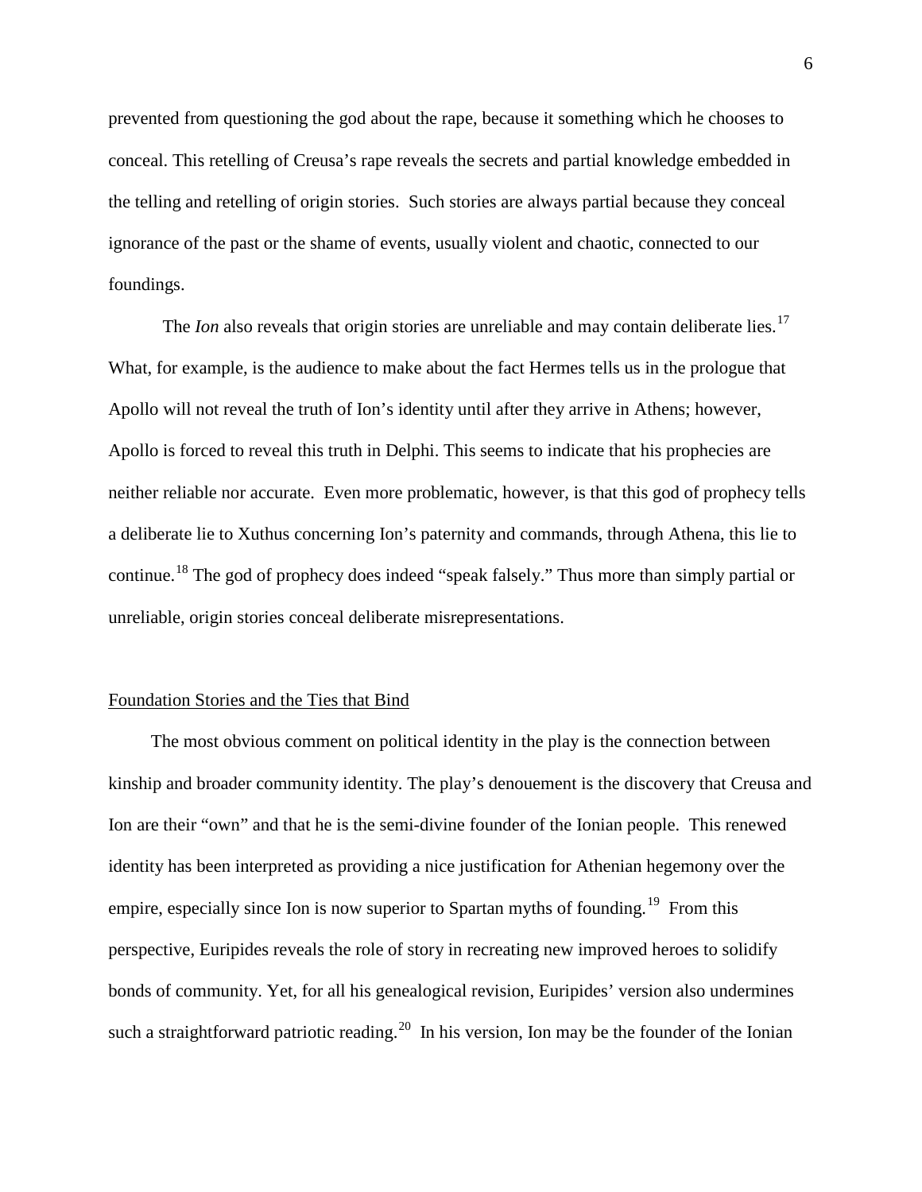prevented from questioning the god about the rape, because it something which he chooses to conceal. This retelling of Creusa's rape reveals the secrets and partial knowledge embedded in the telling and retelling of origin stories. Such stories are always partial because they conceal ignorance of the past or the shame of events, usually violent and chaotic, connected to our foundings.

The *Ion* also reveals that origin stories are unreliable and may contain deliberate lies.[17] What, for example, is the audience to make about the fact Hermes tells us in the prologue that Apollo will not reveal the truth of Ion's identity until after they arrive in Athens; however, Apollo is forced to reveal this truth in Delphi. This seems to indicate that his prophecies are neither reliable nor accurate. Even more problematic, however, is that this god of prophecy tells a deliberate lie to Xuthus concerning Ion's paternity and commands, through Athena, this lie to continue.[18] The god of prophecy does indeed "speak falsely." Thus more than simply partial or unreliable, origin stories conceal deliberate misrepresentations.

## Foundation Stories and the Ties that Bind

The most obvious comment on political identity in the play is the connection between kinship and broader community identity. The play's denouement is the discovery that Creusa and Ion are their "own" and that he is the semi-divine founder of the Ionian people. This renewed identity has been interpreted as providing a nice justification for Athenian hegemony over the empire, especially since Ion is now superior to Spartan myths of founding.[19] From this perspective, Euripides reveals the role of story in recreating new improved heroes to solidify bonds of community. Yet, for all his genealogical revision, Euripides' version also undermines such a straightforward patriotic reading.[20] In his version, Ion may be the founder of the Ionian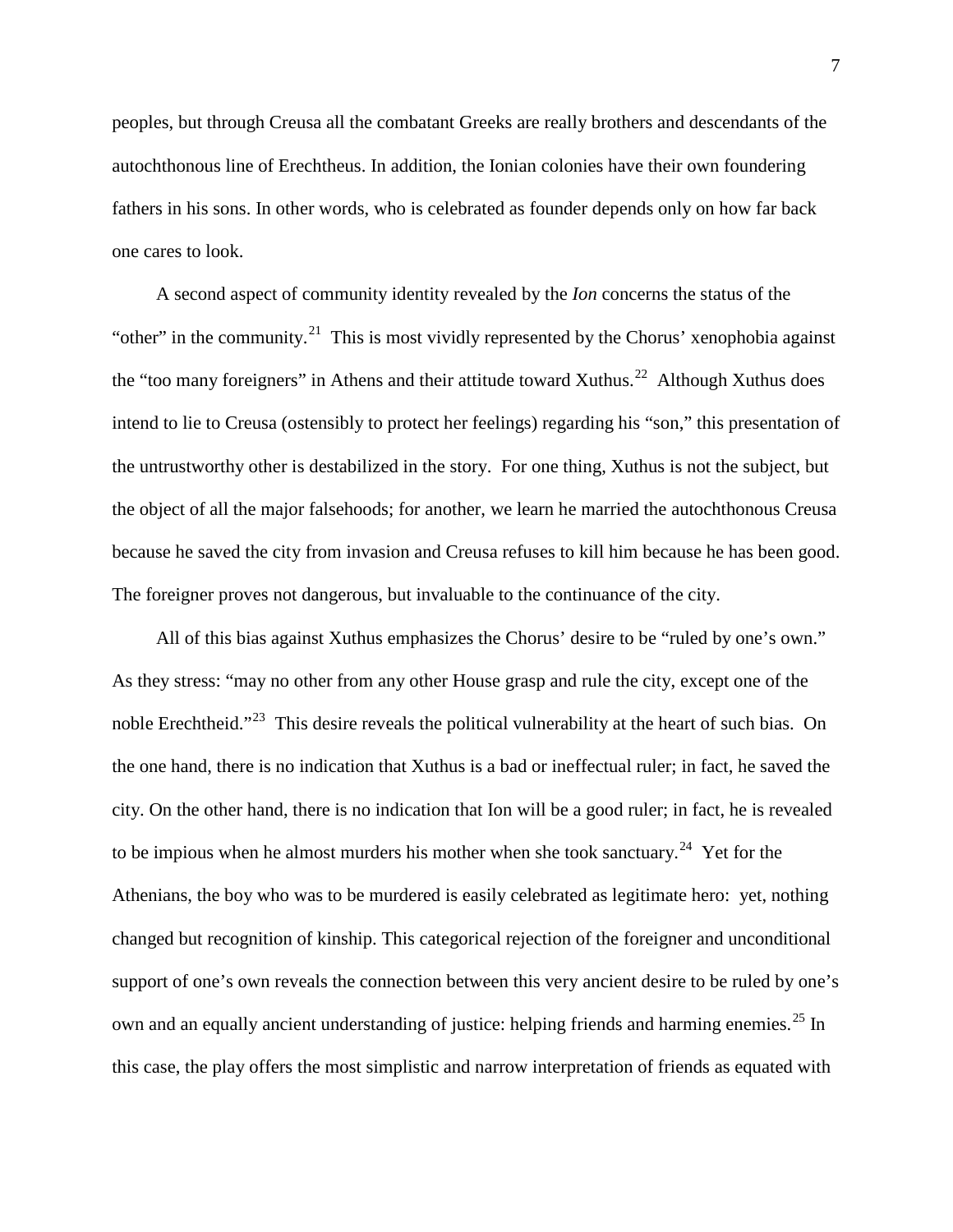peoples, but through Creusa all the combatant Greeks are really brothers and descendants of the autochthonous line of Erechtheus. In addition, the Ionian colonies have their own foundering fathers in his sons. In other words, who is celebrated as founder depends only on how far back one cares to look.

A second aspect of community identity revealed by the *Ion* concerns the status of the "other" in the community.[21] This is most vividly represented by the Chorus' xenophobia against the "too many foreigners" in Athens and their attitude toward Xuthus.[22] Although Xuthus does intend to lie to Creusa (ostensibly to protect her feelings) regarding his "son," this presentation of the untrustworthy other is destabilized in the story. For one thing, Xuthus is not the subject, but the object of all the major falsehoods; for another, we learn he married the autochthonous Creusa because he saved the city from invasion and Creusa refuses to kill him because he has been good. The foreigner proves not dangerous, but invaluable to the continuance of the city.

All of this bias against Xuthus emphasizes the Chorus' desire to be "ruled by one's own." As they stress: "may no other from any other House grasp and rule the city, except one of the noble Erechtheid."[23] This desire reveals the political vulnerability at the heart of such bias. On the one hand, there is no indication that Xuthus is a bad or ineffectual ruler; in fact, he saved the city. On the other hand, there is no indication that Ion will be a good ruler; in fact, he is revealed to be impious when he almost murders his mother when she took sanctuary.[24] Yet for the Athenians, the boy who was to be murdered is easily celebrated as legitimate hero: yet, nothing changed but recognition of kinship. This categorical rejection of the foreigner and unconditional support of one's own reveals the connection between this very ancient desire to be ruled by one's own and an equally ancient understanding of justice: helping friends and harming enemies.[25] In this case, the play offers the most simplistic and narrow interpretation of friends as equated with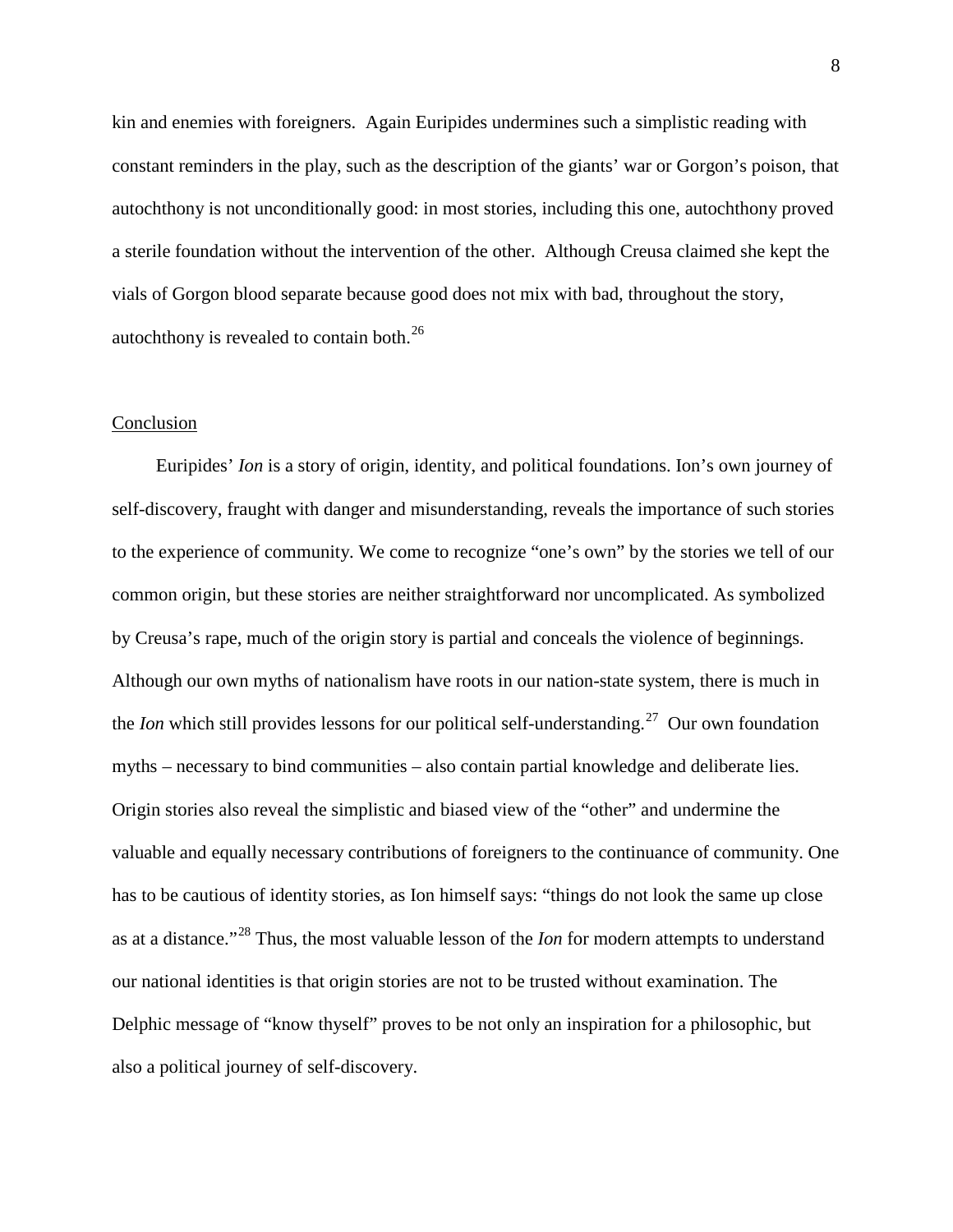kin and enemies with foreigners. Again Euripides undermines such a simplistic reading with constant reminders in the play, such as the description of the giants' war or Gorgon's poison, that autochthony is not unconditionally good: in most stories, including this one, autochthony proved a sterile foundation without the intervention of the other. Although Creusa claimed she kept the vials of Gorgon blood separate because good does not mix with bad, throughout the story, autochthony is revealed to contain both.[26]

## Conclusion

Euripides' *Ion* is a story of origin, identity, and political foundations. Ion's own journey of self-discovery, fraught with danger and misunderstanding, reveals the importance of such stories to the experience of community. We come to recognize "one's own" by the stories we tell of our common origin, but these stories are neither straightforward nor uncomplicated. As symbolized by Creusa's rape, much of the origin story is partial and conceals the violence of beginnings. Although our own myths of nationalism have roots in our nation-state system, there is much in the *Ion* which still provides lessons for our political self-understanding.[27] Our own foundation myths – necessary to bind communities – also contain partial knowledge and deliberate lies. Origin stories also reveal the simplistic and biased view of the "other" and undermine the valuable and equally necessary contributions of foreigners to the continuance of community. One has to be cautious of identity stories, as Ion himself says: "things do not look the same up close as at a distance."[28] Thus, the most valuable lesson of the *Ion* for modern attempts to understand our national identities is that origin stories are not to be trusted without examination. The Delphic message of "know thyself" proves to be not only an inspiration for a philosophic, but also a political journey of self-discovery.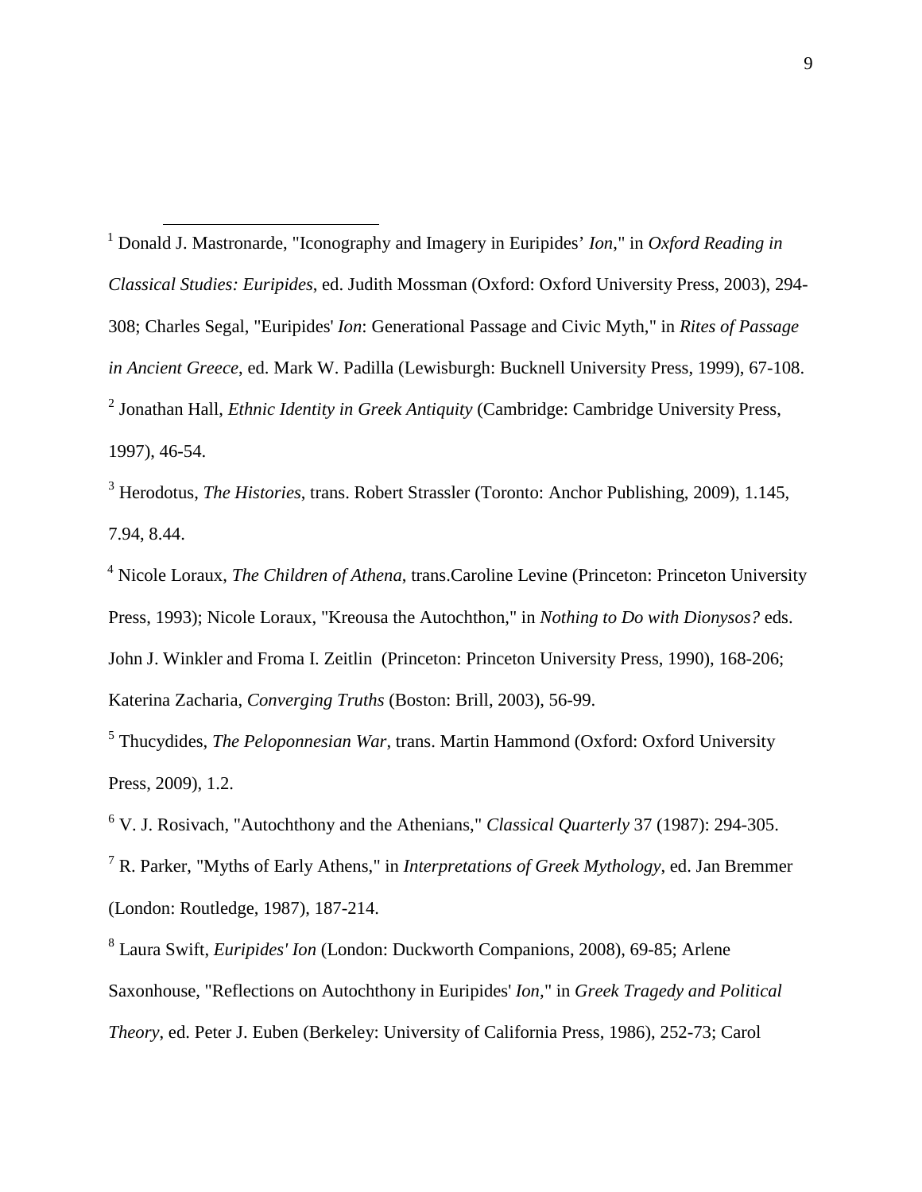[1] Donald J. Mastronarde, "Iconography and Imagery in Euripides' *Ion*," in *Oxford Reading in Classical Studies: Euripides*, ed. Judith Mossman (Oxford: Oxford University Press, 2003), 294-308; Charles Segal, "Euripides' *Ion*: Generational Passage and Civic Myth," in *Rites of Passage in Ancient Greece*, ed. Mark W. Padilla (Lewisburgh: Bucknell University Press, 1999), 67-108.

[2] Jonathan Hall, *Ethnic Identity in Greek Antiquity* (Cambridge: Cambridge University Press, 1997), 46-54.

[3] Herodotus, *The Histories*, trans. Robert Strassler (Toronto: Anchor Publishing, 2009), 1.145, 7.94, 8.44.

[4] Nicole Loraux, *The Children of Athena*, trans.Caroline Levine (Princeton: Princeton University Press, 1993); Nicole Loraux, "Kreousa the Autochthon," in *Nothing to Do with Dionysos?* eds. John J. Winkler and Froma I. Zeitlin (Princeton: Princeton University Press, 1990), 168-206; Katerina Zacharia, *Converging Truths* (Boston: Brill, 2003), 56-99.

[5] Thucydides, *The Peloponnesian War*, trans. Martin Hammond (Oxford: Oxford University Press, 2009), 1.2.

[6] V. J. Rosivach, "Autochthony and the Athenians," *Classical Quarterly* 37 (1987): 294-305.

[7] R. Parker, "Myths of Early Athens," in *Interpretations of Greek Mythology*, ed. Jan Bremmer (London: Routledge, 1987), 187-214.

[8] Laura Swift, *Euripides' Ion* (London: Duckworth Companions, 2008), 69-85; Arlene Saxonhouse, "Reflections on Autochthony in Euripides' *Ion*," in *Greek Tragedy and Political Theory*, ed. Peter J. Euben (Berkeley: University of California Press, 1986), 252-73; Carol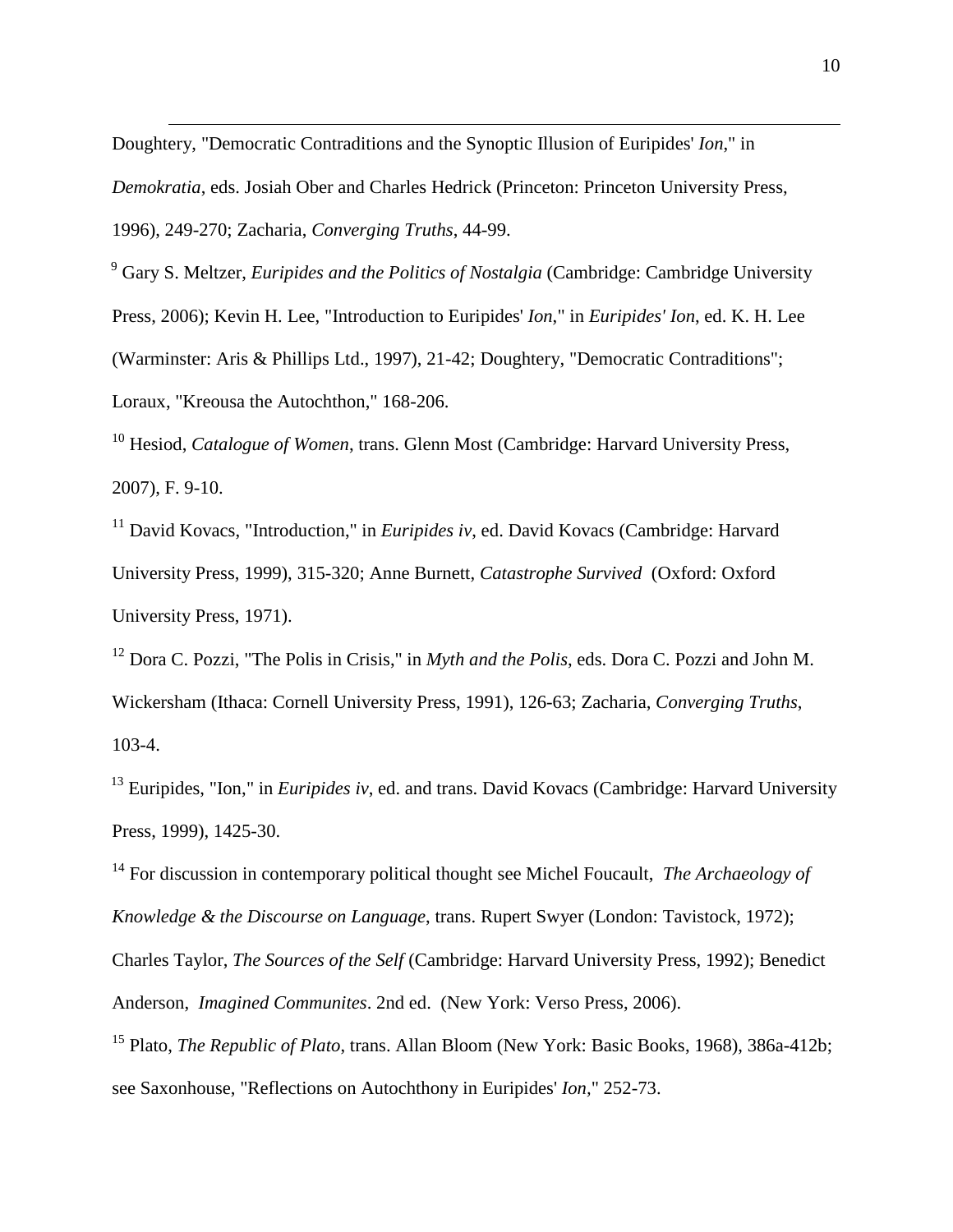Doughtery, "Democratic Contraditions and the Synoptic Illusion of Euripides' *Ion*," in *Demokratia*, eds. Josiah Ober and Charles Hedrick (Princeton: Princeton University Press, 1996), 249-270; Zacharia, *Converging Truths*, 44-99.

[9] Gary S. Meltzer, *Euripides and the Politics of Nostalgia* (Cambridge: Cambridge University Press, 2006); Kevin H. Lee, "Introduction to Euripides' *Ion*," in *Euripides' Ion*, ed. K. H. Lee (Warminster: Aris & Phillips Ltd., 1997), 21-42; Doughtery, "Democratic Contraditions"; Loraux, "Kreousa the Autochthon," 168-206.

[10] Hesiod, *Catalogue of Women*, trans. Glenn Most (Cambridge: Harvard University Press, 2007), F. 9-10.

[11] David Kovacs, "Introduction," in *Euripides iv*, ed. David Kovacs (Cambridge: Harvard University Press, 1999), 315-320; Anne Burnett, *Catastrophe Survived* (Oxford: Oxford University Press, 1971).

[12] Dora C. Pozzi, "The Polis in Crisis," in *Myth and the Polis*, eds. Dora C. Pozzi and John M. Wickersham (Ithaca: Cornell University Press, 1991), 126-63; Zacharia, *Converging Truths*, 103-4.

[13] Euripides, "Ion," in *Euripides iv*, ed. and trans. David Kovacs (Cambridge: Harvard University Press, 1999), 1425-30.

[14] For discussion in contemporary political thought see Michel Foucault, *The Archaeology of Knowledge & the Discourse on Language*, trans. Rupert Swyer (London: Tavistock, 1972); Charles Taylor, *The Sources of the Self* (Cambridge: Harvard University Press, 1992); Benedict Anderson, *Imagined Communites*. 2nd ed. (New York: Verso Press, 2006).

[15] Plato, *The Republic of Plato*, trans. Allan Bloom (New York: Basic Books, 1968), 386a-412b; see Saxonhouse, "Reflections on Autochthony in Euripides' *Ion*," 252-73.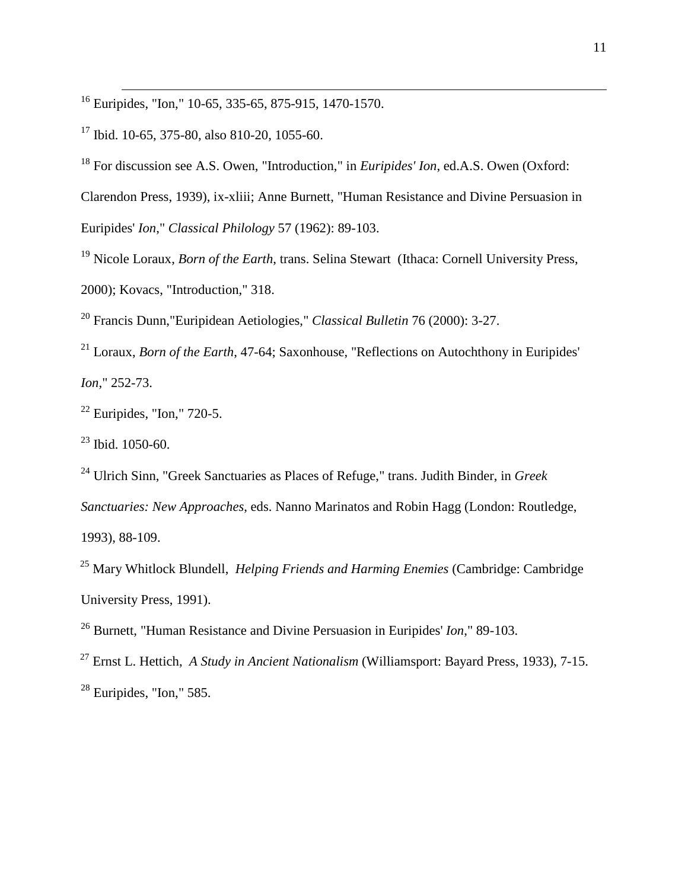[16] Euripides, "Ion," 10-65, 335-65, 875-915, 1470-1570.

[17] Ibid. 10-65, 375-80, also 810-20, 1055-60.

[18] For discussion see A.S. Owen, "Introduction," in *Euripides' Ion*, ed.A.S. Owen (Oxford: Clarendon Press, 1939), ix-xliii; Anne Burnett, "Human Resistance and Divine Persuasion in Euripides' *Ion*," *Classical Philology* 57 (1962): 89-103.

[19] Nicole Loraux, *Born of the Earth*, trans. Selina Stewart (Ithaca: Cornell University Press, 2000); Kovacs, "Introduction," 318.

[20] Francis Dunn,"Euripidean Aetiologies," *Classical Bulletin* 76 (2000): 3-27.

[21] Loraux, *Born of the Earth*, 47-64; Saxonhouse, "Reflections on Autochthony in Euripides' *Ion*," 252-73.

[22] Euripides, "Ion," 720-5.

[23] Ibid. 1050-60.

[24] Ulrich Sinn, "Greek Sanctuaries as Places of Refuge," trans. Judith Binder, in *Greek Sanctuaries: New Approaches*, eds. Nanno Marinatos and Robin Hagg (London: Routledge, 1993), 88-109.

[25] Mary Whitlock Blundell, *Helping Friends and Harming Enemies* (Cambridge: Cambridge University Press, 1991).

[26] Burnett, "Human Resistance and Divine Persuasion in Euripides' *Ion*," 89-103.

[27] Ernst L. Hettich, *A Study in Ancient Nationalism* (Williamsport: Bayard Press, 1933), 7-15.

[28] Euripides, "Ion," 585.